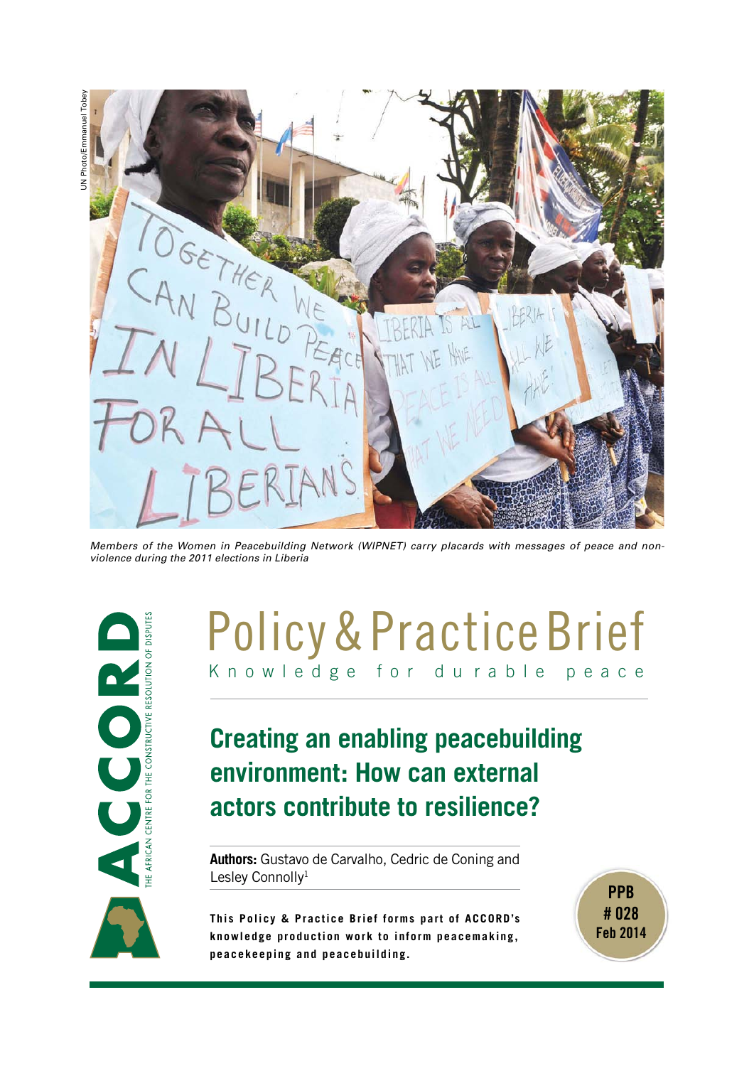UN Photo/Emmanuel Tobey

*Members of the Women in Peacebuilding Network (WIPNET) carry placards with messages of peace and non-violence during the 2011 elections in Liberia*

ACCORD

THE AFRICAN CENTRE FOR THE CONSTRUCTIVE RESOLUTION OF DISPUTES

# Policy & Practice Brief

Knowledge for durable peace

## Creating an enabling peacebuilding environment: How can external actors contribute to resilience?

**Authors:** Gustavo de Carvalho, Cedric de Coning and Lesley Connolly[1]

**This Policy & Practice Brief forms part of ACCORD's knowledge production work to inform peacemaking, peacekeeping and peacebuilding.**

PPB # 028 Feb 2014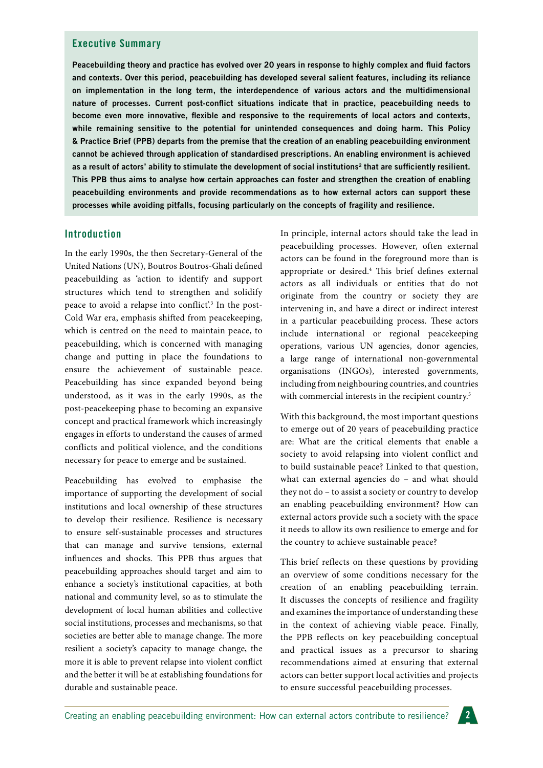## Executive Summary

**Peacebuilding theory and practice has evolved over 20 years in response to highly complex and fluid factors and contexts. Over this period, peacebuilding has developed several salient features, including its reliance on implementation in the long term, the interdependence of various actors and the multidimensional nature of processes. Current post-conflict situations indicate that in practice, peacebuilding needs to become even more innovative, flexible and responsive to the requirements of local actors and contexts, while remaining sensitive to the potential for unintended consequences and doing harm. This Policy & Practice Brief (PPB) departs from the premise that the creation of an enabling peacebuilding environment cannot be achieved through application of standardised prescriptions. An enabling environment is achieved as a result of actors' ability to stimulate the development of social institutions[2] that are sufficiently resilient. This PPB thus aims to analyse how certain approaches can foster and strengthen the creation of enabling peacebuilding environments and provide recommendations as to how external actors can support these processes while avoiding pitfalls, focusing particularly on the concepts of fragility and resilience.**

## Introduction

In the early 1990s, the then Secretary-General of the United Nations (UN), Boutros Boutros-Ghali defined peacebuilding as 'action to identify and support structures which tend to strengthen and solidify peace to avoid a relapse into conflict'.[3] In the post-Cold War era, emphasis shifted from peacekeeping, which is centred on the need to maintain peace, to peacebuilding, which is concerned with managing change and putting in place the foundations to ensure the achievement of sustainable peace. Peacebuilding has since expanded beyond being understood, as it was in the early 1990s, as the post-peacekeeping phase to becoming an expansive concept and practical framework which increasingly engages in efforts to understand the causes of armed conflicts and political violence, and the conditions necessary for peace to emerge and be sustained.

Peacebuilding has evolved to emphasise the importance of supporting the development of social institutions and local ownership of these structures to develop their resilience. Resilience is necessary to ensure self-sustainable processes and structures that can manage and survive tensions, external influences and shocks. This PPB thus argues that peacebuilding approaches should target and aim to enhance a society's institutional capacities, at both national and community level, so as to stimulate the development of local human abilities and collective social institutions, processes and mechanisms, so that societies are better able to manage change. The more resilient a society's capacity to manage change, the more it is able to prevent relapse into violent conflict and the better it will be at establishing foundations for durable and sustainable peace.

In principle, internal actors should take the lead in peacebuilding processes. However, often external actors can be found in the foreground more than is appropriate or desired.[4] This brief defines external actors as all individuals or entities that do not originate from the country or society they are intervening in, and have a direct or indirect interest in a particular peacebuilding process. These actors include international or regional peacekeeping operations, various UN agencies, donor agencies, a large range of international non-governmental organisations (INGOs), interested governments, including from neighbouring countries, and countries with commercial interests in the recipient country.[5]

With this background, the most important questions to emerge out of 20 years of peacebuilding practice are: What are the critical elements that enable a society to avoid relapsing into violent conflict and to build sustainable peace? Linked to that question, what can external agencies do – and what should they not do – to assist a society or country to develop an enabling peacebuilding environment? How can external actors provide such a society with the space it needs to allow its own resilience to emerge and for the country to achieve sustainable peace?

This brief reflects on these questions by providing an overview of some conditions necessary for the creation of an enabling peacebuilding terrain. It discusses the concepts of resilience and fragility and examines the importance of understanding these in the context of achieving viable peace. Finally, the PPB reflects on key peacebuilding conceptual and practical issues as a precursor to sharing recommendations aimed at ensuring that external actors can better support local activities and projects to ensure successful peacebuilding processes.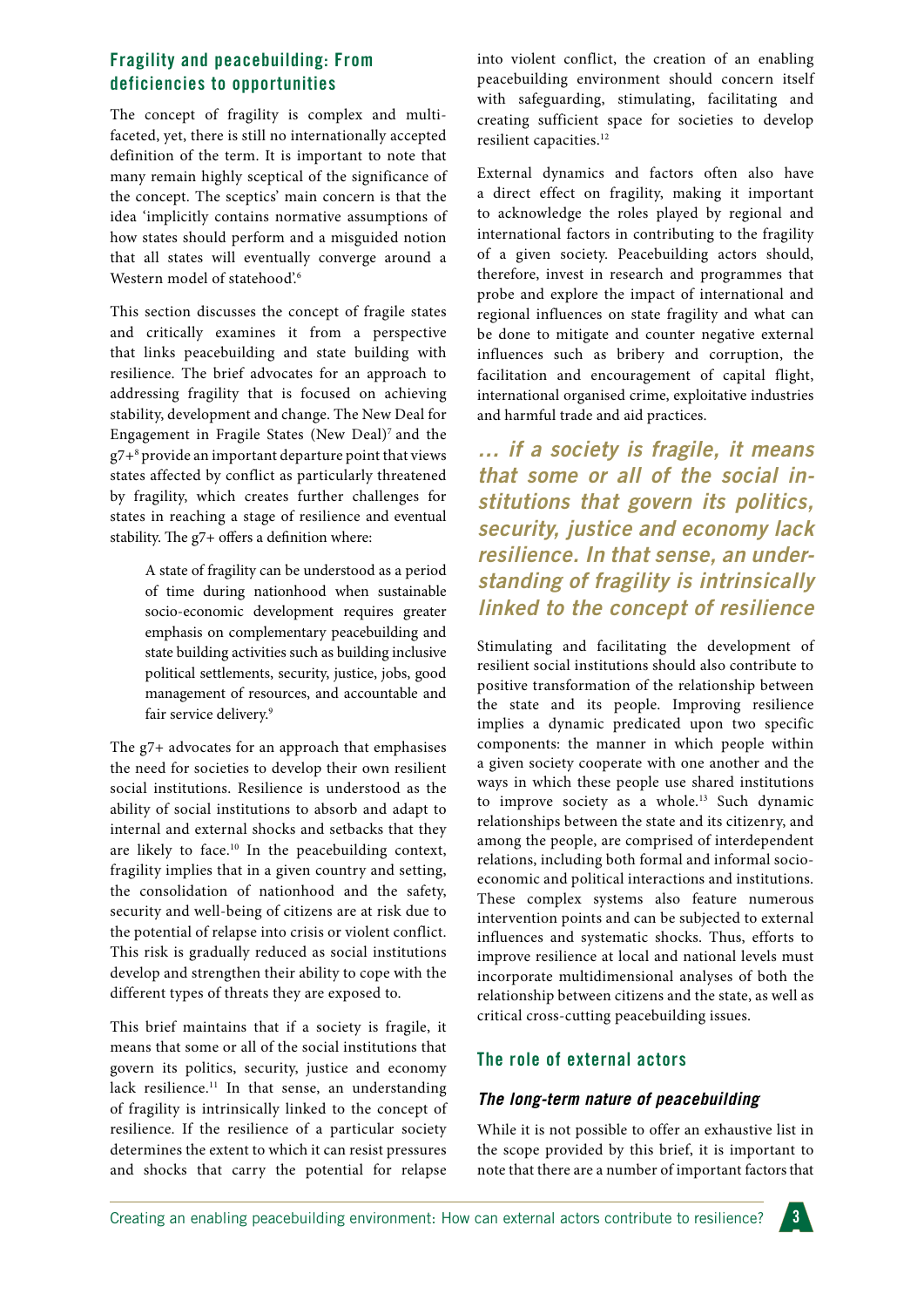## Fragility and peacebuilding: From deficiencies to opportunities

The concept of fragility is complex and multi-faceted, yet, there is still no internationally accepted definition of the term. It is important to note that many remain highly sceptical of the significance of the concept. The sceptics' main concern is that the idea 'implicitly contains normative assumptions of how states should perform and a misguided notion that all states will eventually converge around a Western model of statehood'.[6]

This section discusses the concept of fragile states and critically examines it from a perspective that links peacebuilding and state building with resilience. The brief advocates for an approach to addressing fragility that is focused on achieving stability, development and change. The New Deal for Engagement in Fragile States (New Deal)[7] and the g7+[8] provide an important departure point that views states affected by conflict as particularly threatened by fragility, which creates further challenges for states in reaching a stage of resilience and eventual stability. The g7+ offers a definition where:

> A state of fragility can be understood as a period of time during nationhood when sustainable socio-economic development requires greater emphasis on complementary peacebuilding and state building activities such as building inclusive political settlements, security, justice, jobs, good management of resources, and accountable and fair service delivery.[9]

The g7+ advocates for an approach that emphasises the need for societies to develop their own resilient social institutions. Resilience is understood as the ability of social institutions to absorb and adapt to internal and external shocks and setbacks that they are likely to face.[10] In the peacebuilding context, fragility implies that in a given country and setting, the consolidation of nationhood and the safety, security and well-being of citizens are at risk due to the potential of relapse into crisis or violent conflict. This risk is gradually reduced as social institutions develop and strengthen their ability to cope with the different types of threats they are exposed to.

This brief maintains that if a society is fragile, it means that some or all of the social institutions that govern its politics, security, justice and economy lack resilience.[11] In that sense, an understanding of fragility is intrinsically linked to the concept of resilience. If the resilience of a particular society determines the extent to which it can resist pressures and shocks that carry the potential for relapse into violent conflict, the creation of an enabling peacebuilding environment should concern itself with safeguarding, stimulating, facilitating and creating sufficient space for societies to develop resilient capacities.[12]

External dynamics and factors often also have a direct effect on fragility, making it important to acknowledge the roles played by regional and international factors in contributing to the fragility of a given society. Peacebuilding actors should, therefore, invest in research and programmes that probe and explore the impact of international and regional influences on state fragility and what can be done to mitigate and counter negative external influences such as bribery and corruption, the facilitation and encouragement of capital flight, international organised crime, exploitative industries and harmful trade and aid practices.

> *… if a society is fragile, it means that some or all of the social institutions that govern its politics, security, justice and economy lack resilience. In that sense, an understanding of fragility is intrinsically linked to the concept of resilience*

Stimulating and facilitating the development of resilient social institutions should also contribute to positive transformation of the relationship between the state and its people. Improving resilience implies a dynamic predicated upon two specific components: the manner in which people within a given society cooperate with one another and the ways in which these people use shared institutions to improve society as a whole.[13] Such dynamic relationships between the state and its citizenry, and among the people, are comprised of interdependent relations, including both formal and informal socio-economic and political interactions and institutions. These complex systems also feature numerous intervention points and can be subjected to external influences and systematic shocks. Thus, efforts to improve resilience at local and national levels must incorporate multidimensional analyses of both the relationship between citizens and the state, as well as critical cross-cutting peacebuilding issues.

## The role of external actors

### *The long-term nature of peacebuilding*

While it is not possible to offer an exhaustive list in the scope provided by this brief, it is important to note that there are a number of important factors that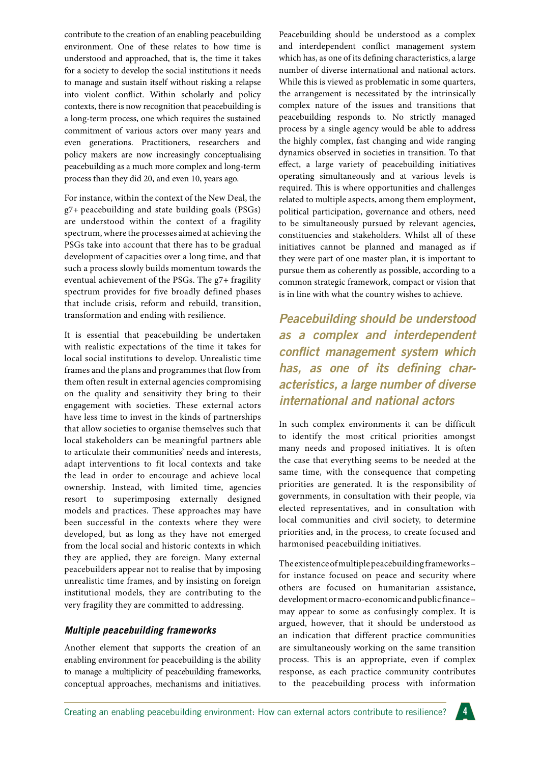contribute to the creation of an enabling peacebuilding environment. One of these relates to how time is understood and approached, that is, the time it takes for a society to develop the social institutions it needs to manage and sustain itself without risking a relapse into violent conflict. Within scholarly and policy contexts, there is now recognition that peacebuilding is a long-term process, one which requires the sustained commitment of various actors over many years and even generations. Practitioners, researchers and policy makers are now increasingly conceptualising peacebuilding as a much more complex and long-term process than they did 20, and even 10, years ago.

For instance, within the context of the New Deal, the g7+ peacebuilding and state building goals (PSGs) are understood within the context of a fragility spectrum, where the processes aimed at achieving the PSGs take into account that there has to be gradual development of capacities over a long time, and that such a process slowly builds momentum towards the eventual achievement of the PSGs. The g7+ fragility spectrum provides for five broadly defined phases that include crisis, reform and rebuild, transition, transformation and ending with resilience.

It is essential that peacebuilding be undertaken with realistic expectations of the time it takes for local social institutions to develop. Unrealistic time frames and the plans and programmes that flow from them often result in external agencies compromising on the quality and sensitivity they bring to their engagement with societies. These external actors have less time to invest in the kinds of partnerships that allow societies to organise themselves such that local stakeholders can be meaningful partners able to articulate their communities' needs and interests, adapt interventions to fit local contexts and take the lead in order to encourage and achieve local ownership. Instead, with limited time, agencies resort to superimposing externally designed models and practices. These approaches may have been successful in the contexts where they were developed, but as long as they have not emerged from the local social and historic contexts in which they are applied, they are foreign. Many external peacebuilders appear not to realise that by imposing unrealistic time frames, and by insisting on foreign institutional models, they are contributing to the very fragility they are committed to addressing.

### *Multiple peacebuilding frameworks*

Another element that supports the creation of an enabling environment for peacebuilding is the ability to manage a multiplicity of peacebuilding frameworks, conceptual approaches, mechanisms and initiatives. Peacebuilding should be understood as a complex and interdependent conflict management system which has, as one of its defining characteristics, a large number of diverse international and national actors. While this is viewed as problematic in some quarters, the arrangement is necessitated by the intrinsically complex nature of the issues and transitions that peacebuilding responds to. No strictly managed process by a single agency would be able to address the highly complex, fast changing and wide ranging dynamics observed in societies in transition. To that effect, a large variety of peacebuilding initiatives operating simultaneously and at various levels is required. This is where opportunities and challenges related to multiple aspects, among them employment, political participation, governance and others, need to be simultaneously pursued by relevant agencies, constituencies and stakeholders. Whilst all of these initiatives cannot be planned and managed as if they were part of one master plan, it is important to pursue them as coherently as possible, according to a common strategic framework, compact or vision that is in line with what the country wishes to achieve.

> ***Peacebuilding should be understood as a complex and interdependent conflict management system which has, as one of its defining characteristics, a large number of diverse international and national actors***

In such complex environments it can be difficult to identify the most critical priorities amongst many needs and proposed initiatives. It is often the case that everything seems to be needed at the same time, with the consequence that competing priorities are generated. It is the responsibility of governments, in consultation with their people, via elected representatives, and in consultation with local communities and civil society, to determine priorities and, in the process, to create focused and harmonised peacebuilding initiatives.

The existence of multiple peacebuilding frameworks – for instance focused on peace and security where others are focused on humanitarian assistance, development or macro-economic and public finance – may appear to some as confusingly complex. It is argued, however, that it should be understood as an indication that different practice communities are simultaneously working on the same transition process. This is an appropriate, even if complex response, as each practice community contributes to the peacebuilding process with information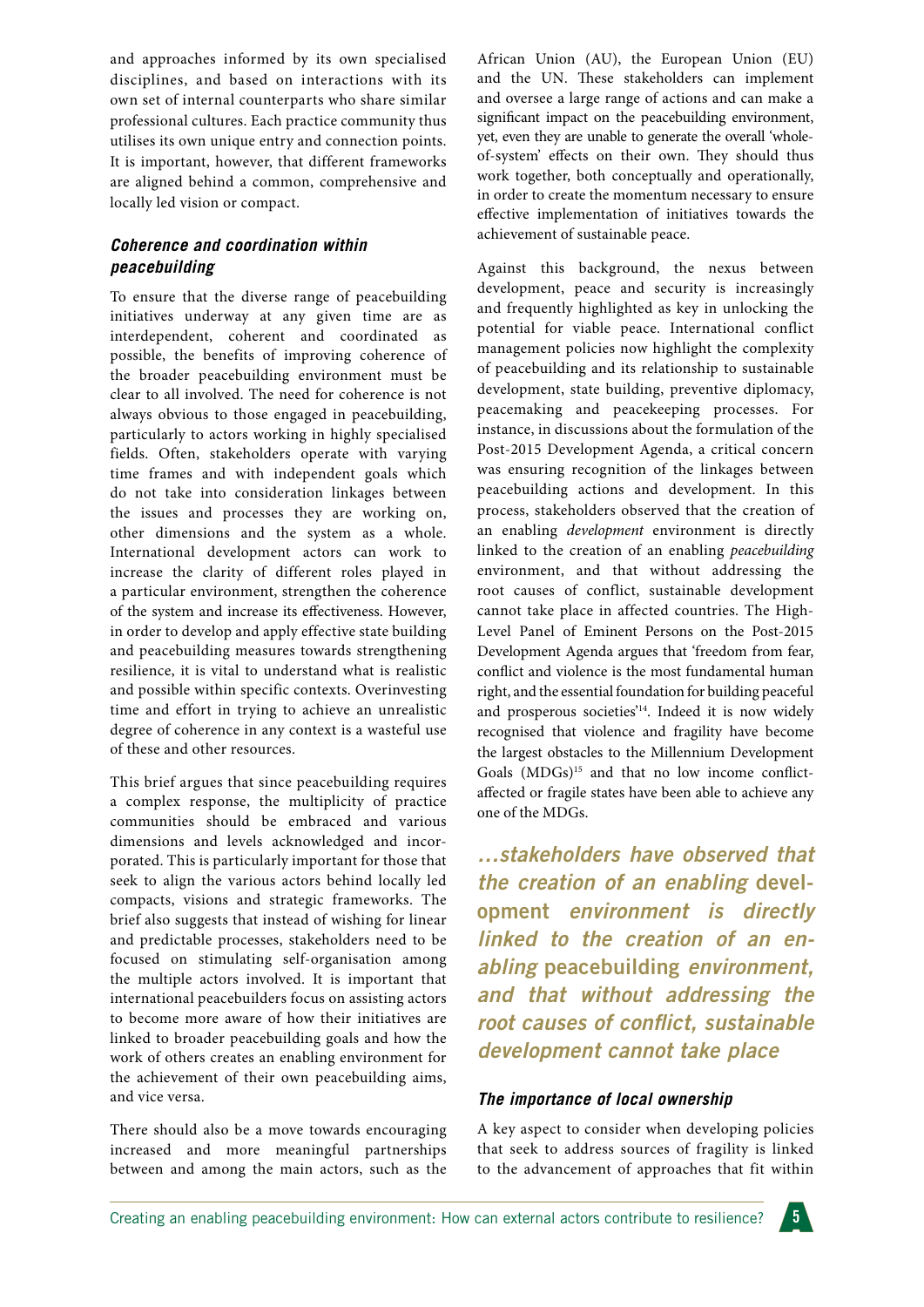and approaches informed by its own specialised disciplines, and based on interactions with its own set of internal counterparts who share similar professional cultures. Each practice community thus utilises its own unique entry and connection points. It is important, however, that different frameworks are aligned behind a common, comprehensive and locally led vision or compact.

### *Coherence and coordination within peacebuilding*

To ensure that the diverse range of peacebuilding initiatives underway at any given time are as interdependent, coherent and coordinated as possible, the benefits of improving coherence of the broader peacebuilding environment must be clear to all involved. The need for coherence is not always obvious to those engaged in peacebuilding, particularly to actors working in highly specialised fields. Often, stakeholders operate with varying time frames and with independent goals which do not take into consideration linkages between the issues and processes they are working on, other dimensions and the system as a whole. International development actors can work to increase the clarity of different roles played in a particular environment, strengthen the coherence of the system and increase its effectiveness. However, in order to develop and apply effective state building and peacebuilding measures towards strengthening resilience, it is vital to understand what is realistic and possible within specific contexts. Overinvesting time and effort in trying to achieve an unrealistic degree of coherence in any context is a wasteful use of these and other resources.

This brief argues that since peacebuilding requires a complex response, the multiplicity of practice communities should be embraced and various dimensions and levels acknowledged and incorporated. This is particularly important for those that seek to align the various actors behind locally led compacts, visions and strategic frameworks. The brief also suggests that instead of wishing for linear and predictable processes, stakeholders need to be focused on stimulating self-organisation among the multiple actors involved. It is important that international peacebuilders focus on assisting actors to become more aware of how their initiatives are linked to broader peacebuilding goals and how the work of others creates an enabling environment for the achievement of their own peacebuilding aims, and vice versa.

There should also be a move towards encouraging increased and more meaningful partnerships between and among the main actors, such as the African Union (AU), the European Union (EU) and the UN. These stakeholders can implement and oversee a large range of actions and can make a significant impact on the peacebuilding environment, yet, even they are unable to generate the overall 'whole-of-system' effects on their own. They should thus work together, both conceptually and operationally, in order to create the momentum necessary to ensure effective implementation of initiatives towards the achievement of sustainable peace.

Against this background, the nexus between development, peace and security is increasingly and frequently highlighted as key in unlocking the potential for viable peace. International conflict management policies now highlight the complexity of peacebuilding and its relationship to sustainable development, state building, preventive diplomacy, peacemaking and peacekeeping processes. For instance, in discussions about the formulation of the Post-2015 Development Agenda, a critical concern was ensuring recognition of the linkages between peacebuilding actions and development. In this process, stakeholders observed that the creation of an enabling *development* environment is directly linked to the creation of an enabling *peacebuilding* environment, and that without addressing the root causes of conflict, sustainable development cannot take place in affected countries. The High-Level Panel of Eminent Persons on the Post-2015 Development Agenda argues that 'freedom from fear, conflict and violence is the most fundamental human right, and the essential foundation for building peaceful and prosperous societies'[14]. Indeed it is now widely recognised that violence and fragility have become the largest obstacles to the Millennium Development Goals (MDGs)[15] and that no low income conflict-affected or fragile states have been able to achieve any one of the MDGs.

> *…stakeholders have observed that the creation of an enabling* **development** *environment is directly linked to the creation of an enabling* **peacebuilding** *environment, and that without addressing the root causes of conflict, sustainable development cannot take place*

### *The importance of local ownership*

A key aspect to consider when developing policies that seek to address sources of fragility is linked to the advancement of approaches that fit within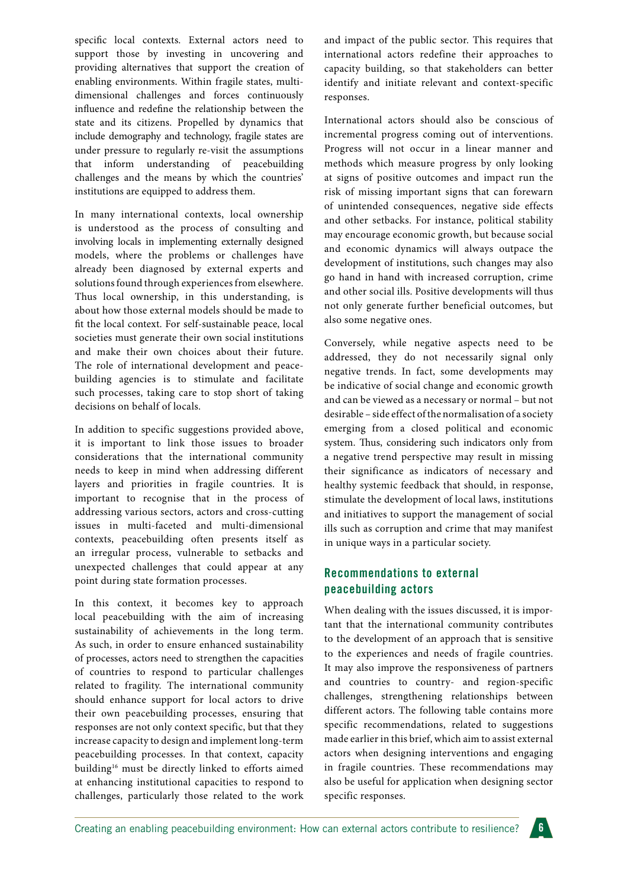specific local contexts. External actors need to support those by investing in uncovering and providing alternatives that support the creation of enabling environments. Within fragile states, multi-dimensional challenges and forces continuously influence and redefine the relationship between the state and its citizens. Propelled by dynamics that include demography and technology, fragile states are under pressure to regularly re-visit the assumptions that inform understanding of peacebuilding challenges and the means by which the countries' institutions are equipped to address them.

In many international contexts, local ownership is understood as the process of consulting and involving locals in implementing externally designed models, where the problems or challenges have already been diagnosed by external experts and solutions found through experiences from elsewhere. Thus local ownership, in this understanding, is about how those external models should be made to fit the local context. For self-sustainable peace, local societies must generate their own social institutions and make their own choices about their future. The role of international development and peace-building agencies is to stimulate and facilitate such processes, taking care to stop short of taking decisions on behalf of locals.

In addition to specific suggestions provided above, it is important to link those issues to broader considerations that the international community needs to keep in mind when addressing different layers and priorities in fragile countries. It is important to recognise that in the process of addressing various sectors, actors and cross-cutting issues in multi-faceted and multi-dimensional contexts, peacebuilding often presents itself as an irregular process, vulnerable to setbacks and unexpected challenges that could appear at any point during state formation processes.

In this context, it becomes key to approach local peacebuilding with the aim of increasing sustainability of achievements in the long term. As such, in order to ensure enhanced sustainability of processes, actors need to strengthen the capacities of countries to respond to particular challenges related to fragility. The international community should enhance support for local actors to drive their own peacebuilding processes, ensuring that responses are not only context specific, but that they increase capacity to design and implement long-term peacebuilding processes. In that context, capacity building[16] must be directly linked to efforts aimed at enhancing institutional capacities to respond to challenges, particularly those related to the work and impact of the public sector. This requires that international actors redefine their approaches to capacity building, so that stakeholders can better identify and initiate relevant and context-specific responses.

International actors should also be conscious of incremental progress coming out of interventions. Progress will not occur in a linear manner and methods which measure progress by only looking at signs of positive outcomes and impact run the risk of missing important signs that can forewarn of unintended consequences, negative side effects and other setbacks. For instance, political stability may encourage economic growth, but because social and economic dynamics will always outpace the development of institutions, such changes may also go hand in hand with increased corruption, crime and other social ills. Positive developments will thus not only generate further beneficial outcomes, but also some negative ones.

Conversely, while negative aspects need to be addressed, they do not necessarily signal only negative trends. In fact, some developments may be indicative of social change and economic growth and can be viewed as a necessary or normal – but not desirable – side effect of the normalisation of a society emerging from a closed political and economic system. Thus, considering such indicators only from a negative trend perspective may result in missing their significance as indicators of necessary and healthy systemic feedback that should, in response, stimulate the development of local laws, institutions and initiatives to support the management of social ills such as corruption and crime that may manifest in unique ways in a particular society.

## Recommendations to external peacebuilding actors

When dealing with the issues discussed, it is important that the international community contributes to the development of an approach that is sensitive to the experiences and needs of fragile countries. It may also improve the responsiveness of partners and countries to country- and region-specific challenges, strengthening relationships between different actors. The following table contains more specific recommendations, related to suggestions made earlier in this brief, which aim to assist external actors when designing interventions and engaging in fragile countries. These recommendations may also be useful for application when designing sector specific responses.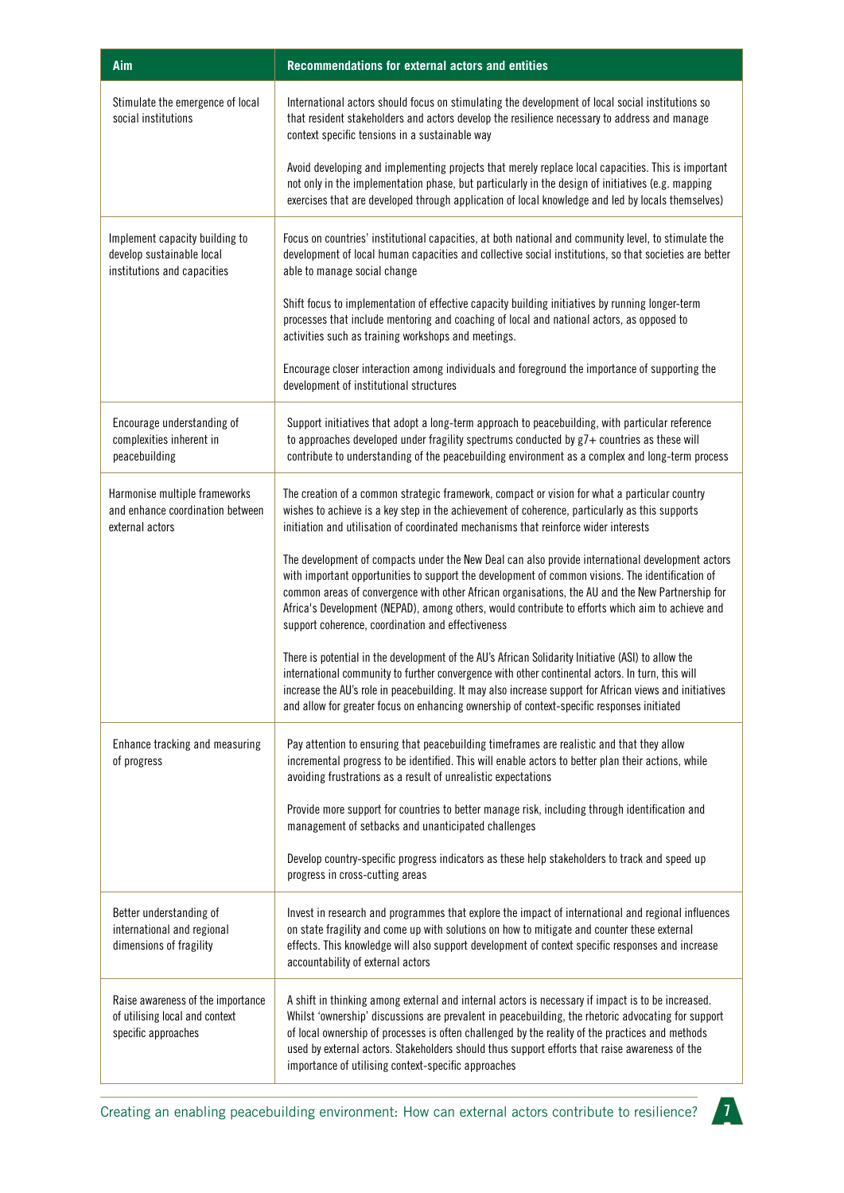| Aim | Recommendations for external actors and entities |
| --- | --- |
| Stimulate the emergence of local social institutions | International actors should focus on stimulating the development of local social institutions so that resident stakeholders and actors develop the resilience necessary to address and manage context specific tensions in a sustainable way<br><br>Avoid developing and implementing projects that merely replace local capacities. This is important not only in the implementation phase, but particularly in the design of initiatives (e.g. mapping exercises that are developed through application of local knowledge and led by locals themselves) |
| Implement capacity building to develop sustainable local institutions and capacities | Focus on countries' institutional capacities, at both national and community level, to stimulate the development of local human capacities and collective social institutions, so that societies are better able to manage social change<br><br>Shift focus to implementation of effective capacity building initiatives by running longer-term processes that include mentoring and coaching of local and national actors, as opposed to activities such as training workshops and meetings.<br><br>Encourage closer interaction among individuals and foreground the importance of supporting the development of institutional structures |
| Encourage understanding of complexities inherent in peacebuilding | Support initiatives that adopt a long-term approach to peacebuilding, with particular reference to approaches developed under fragility spectrums conducted by g7+ countries as these will contribute to understanding of the peacebuilding environment as a complex and long-term process |
| Harmonise multiple frameworks and enhance coordination between external actors | The creation of a common strategic framework, compact or vision for what a particular country wishes to achieve is a key step in the achievement of coherence, particularly as this supports initiation and utilisation of coordinated mechanisms that reinforce wider interests<br><br>The development of compacts under the New Deal can also provide international development actors with important opportunities to support the development of common visions. The identification of common areas of convergence with other African organisations, the AU and the New Partnership for Africa's Development (NEPAD), among others, would contribute to efforts which aim to achieve and support coherence, coordination and effectiveness<br><br>There is potential in the development of the AU's African Solidarity Initiative (ASI) to allow the international community to further convergence with other continental actors. In turn, this will increase the AU's role in peacebuilding. It may also increase support for African views and initiatives and allow for greater focus on enhancing ownership of context-specific responses initiated |
| Enhance tracking and measuring of progress | Pay attention to ensuring that peacebuilding timeframes are realistic and that they allow incremental progress to be identified. This will enable actors to better plan their actions, while avoiding frustrations as a result of unrealistic expectations<br><br>Provide more support for countries to better manage risk, including through identification and management of setbacks and unanticipated challenges<br><br>Develop country-specific progress indicators as these help stakeholders to track and speed up progress in cross-cutting areas |
| Better understanding of international and regional dimensions of fragility | Invest in research and programmes that explore the impact of international and regional influences on state fragility and come up with solutions on how to mitigate and counter these external effects. This knowledge will also support development of context specific responses and increase accountability of external actors |
| Raise awareness of the importance of utilising local and context specific approaches | A shift in thinking among external and internal actors is necessary if impact is to be increased. Whilst 'ownership' discussions are prevalent in peacebuilding, the rhetoric advocating for support of local ownership of processes is often challenged by the reality of the practices and methods used by external actors. Stakeholders should thus support efforts that raise awareness of the importance of utilising context-specific approaches |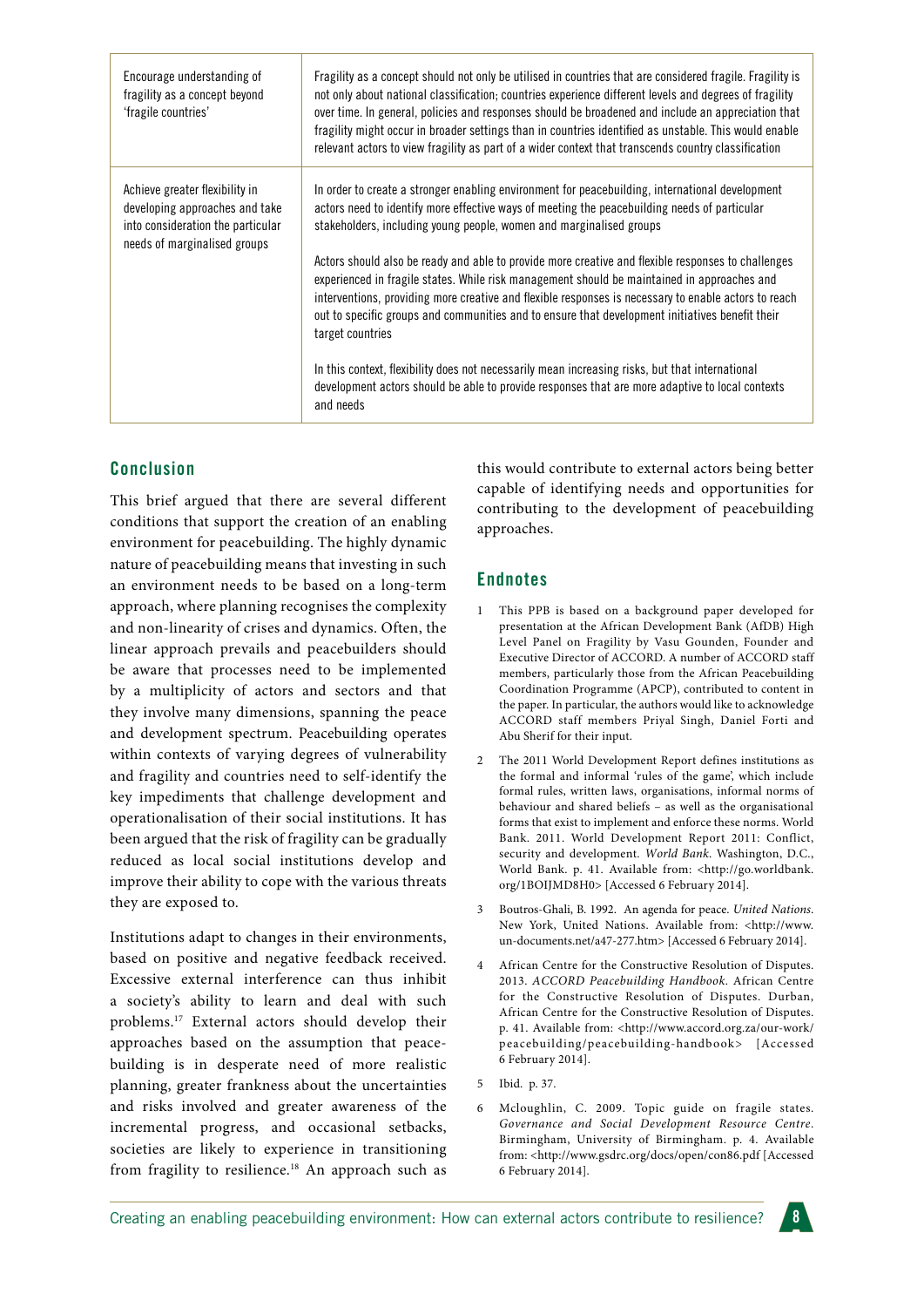| | |
|---|---|
| Encourage understanding of fragility as a concept beyond 'fragile countries' | Fragility as a concept should not only be utilised in countries that are considered fragile. Fragility is not only about national classification; countries experience different levels and degrees of fragility over time. In general, policies and responses should be broadened and include an appreciation that fragility might occur in broader settings than in countries identified as unstable. This would enable relevant actors to view fragility as part of a wider context that transcends country classification |
| Achieve greater flexibility in developing approaches and take into consideration the particular needs of marginalised groups | In order to create a stronger enabling environment for peacebuilding, international development actors need to identify more effective ways of meeting the peacebuilding needs of particular stakeholders, including young people, women and marginalised groups<br><br>Actors should also be ready and able to provide more creative and flexible responses to challenges experienced in fragile states. While risk management should be maintained in approaches and interventions, providing more creative and flexible responses is necessary to enable actors to reach out to specific groups and communities and to ensure that development initiatives benefit their target countries<br><br>In this context, flexibility does not necessarily mean increasing risks, but that international development actors should be able to provide responses that are more adaptive to local contexts and needs |

## Conclusion

This brief argued that there are several different conditions that support the creation of an enabling environment for peacebuilding. The highly dynamic nature of peacebuilding means that investing in such an environment needs to be based on a long-term approach, where planning recognises the complexity and non-linearity of crises and dynamics. Often, the linear approach prevails and peacebuilders should be aware that processes need to be implemented by a multiplicity of actors and sectors and that they involve many dimensions, spanning the peace and development spectrum. Peacebuilding operates within contexts of varying degrees of vulnerability and fragility and countries need to self-identify the key impediments that challenge development and operationalisation of their social institutions. It has been argued that the risk of fragility can be gradually reduced as local social institutions develop and improve their ability to cope with the various threats they are exposed to.

Institutions adapt to changes in their environments, based on positive and negative feedback received. Excessive external interference can thus inhibit a society's ability to learn and deal with such problems.[17] External actors should develop their approaches based on the assumption that peace-building is in desperate need of more realistic planning, greater frankness about the uncertainties and risks involved and greater awareness of the incremental progress, and occasional setbacks, societies are likely to experience in transitioning from fragility to resilience.[18] An approach such as this would contribute to external actors being better capable of identifying needs and opportunities for contributing to the development of peacebuilding approaches.

## Endnotes

1. This PPB is based on a background paper developed for presentation at the African Development Bank (AfDB) High Level Panel on Fragility by Vasu Gounden, Founder and Executive Director of ACCORD. A number of ACCORD staff members, particularly those from the African Peacebuilding Coordination Programme (APCP), contributed to content in the paper. In particular, the authors would like to acknowledge ACCORD staff members Priyal Singh, Daniel Forti and Abu Sherif for their input.
2. The 2011 World Development Report defines institutions as the formal and informal 'rules of the game', which include formal rules, written laws, organisations, informal norms of behaviour and shared beliefs – as well as the organisational forms that exist to implement and enforce these norms. World Bank. 2011. World Development Report 2011: Conflict, security and development. *World Bank*. Washington, D.C., World Bank. p. 41. Available from: <http://go.worldbank.org/1BOIJMD8H0> [Accessed 6 February 2014].
3. Boutros-Ghali, B. 1992. An agenda for peace. *United Nations*. New York, United Nations. Available from: <http://www.un-documents.net/a47-277.htm> [Accessed 6 February 2014].
4. African Centre for the Constructive Resolution of Disputes. 2013. *ACCORD Peacebuilding Handbook*. African Centre for the Constructive Resolution of Disputes. Durban, African Centre for the Constructive Resolution of Disputes. p. 41. Available from: <http://www.accord.org.za/our-work/peacebuilding/peacebuilding-handbook> [Accessed 6 February 2014].
5. Ibid. p. 37.
6. Mcloughlin, C. 2009. Topic guide on fragile states. *Governance and Social Development Resource Centre*. Birmingham, University of Birmingham. p. 4. Available from: <http://www.gsdrc.org/docs/open/con86.pdf [Accessed 6 February 2014].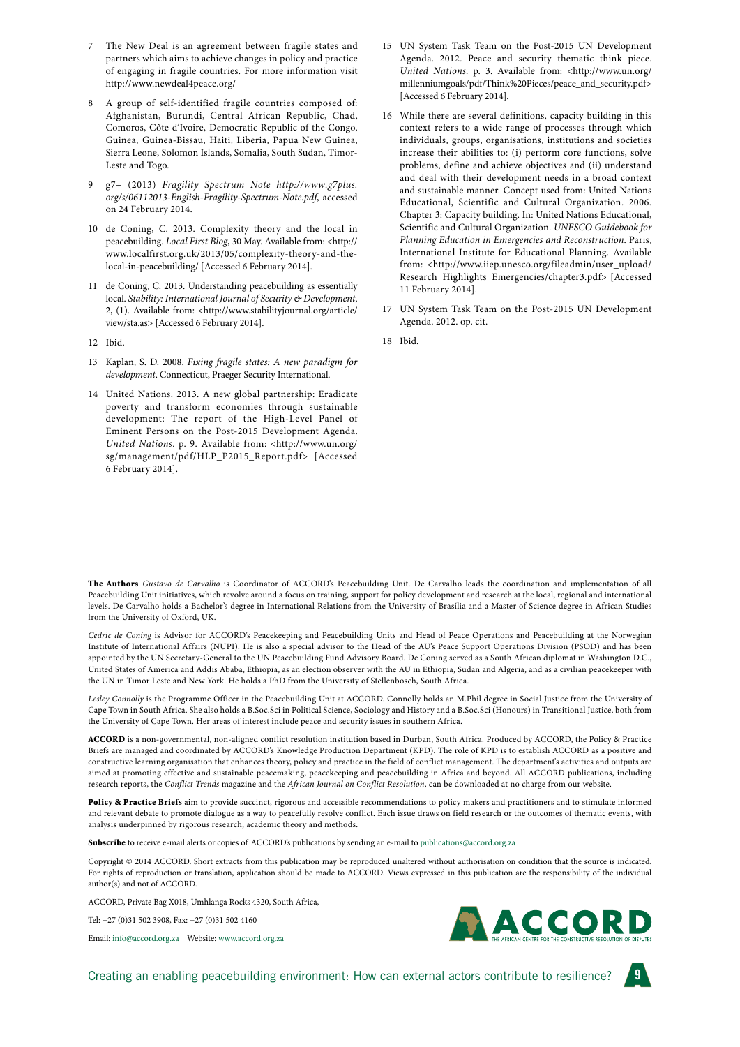7 The New Deal is an agreement between fragile states and partners which aims to achieve changes in policy and practice of engaging in fragile countries. For more information visit http://www.newdeal4peace.org/

8 A group of self-identified fragile countries composed of: Afghanistan, Burundi, Central African Republic, Chad, Comoros, Côte d'Ivoire, Democratic Republic of the Congo, Guinea, Guinea-Bissau, Haiti, Liberia, Papua New Guinea, Sierra Leone, Solomon Islands, Somalia, South Sudan, Timor-Leste and Togo.

9 g7+ (2013) *Fragility Spectrum Note http://www.g7plus.org/s/06112013-English-Fragility-Spectrum-Note.pdf*, accessed on 24 February 2014.

10 de Coning, C. 2013. Complexity theory and the local in peacebuilding. *Local First Blog*, 30 May. Available from: <http://www.localfirst.org.uk/2013/05/complexity-theory-and-the-local-in-peacebuilding/ [Accessed 6 February 2014].

11 de Coning, C. 2013. Understanding peacebuilding as essentially local. *Stability: International Journal of Security & Development*, 2, (1). Available from: <http://www.stabilityjournal.org/article/view/sta.as> [Accessed 6 February 2014].

12 Ibid.

13 Kaplan, S. D. 2008. *Fixing fragile states: A new paradigm for development*. Connecticut, Praeger Security International.

14 United Nations. 2013. A new global partnership: Eradicate poverty and transform economies through sustainable development: The report of the High-Level Panel of Eminent Persons on the Post-2015 Development Agenda. *United Nations*. p. 9. Available from: <http://www.un.org/sg/management/pdf/HLP_P2015_Report.pdf> [Accessed 6 February 2014].

15 UN System Task Team on the Post-2015 UN Development Agenda. 2012. Peace and security thematic think piece. *United Nations*. p. 3. Available from: <http://www.un.org/millenniumgoals/pdf/Think%20Pieces/peace_and_security.pdf> [Accessed 6 February 2014].

16 While there are several definitions, capacity building in this context refers to a wide range of processes through which individuals, groups, organisations, institutions and societies increase their abilities to: (i) perform core functions, solve problems, define and achieve objectives and (ii) understand and deal with their development needs in a broad context and sustainable manner. Concept used from: United Nations Educational, Scientific and Cultural Organization. 2006. Chapter 3: Capacity building. In: United Nations Educational, Scientific and Cultural Organization. *UNESCO Guidebook for Planning Education in Emergencies and Reconstruction*. Paris, International Institute for Educational Planning. Available from: <http://www.iiep.unesco.org/fileadmin/user_upload/Research_Highlights_Emergencies/chapter3.pdf> [Accessed 11 February 2014].

17 UN System Task Team on the Post-2015 UN Development Agenda. 2012. op. cit.

18 Ibid.

**The Authors** *Gustavo de Carvalho* is Coordinator of ACCORD's Peacebuilding Unit. De Carvalho leads the coordination and implementation of all Peacebuilding Unit initiatives, which revolve around a focus on training, support for policy development and research at the local, regional and international levels. De Carvalho holds a Bachelor's degree in International Relations from the University of Brasília and a Master of Science degree in African Studies from the University of Oxford, UK.

*Cedric de Coning* is Advisor for ACCORD's Peacekeeping and Peacebuilding Units and Head of Peace Operations and Peacebuilding at the Norwegian Institute of International Affairs (NUPI). He is also a special advisor to the Head of the AU's Peace Support Operations Division (PSOD) and has been appointed by the UN Secretary-General to the UN Peacebuilding Fund Advisory Board. De Coning served as a South African diplomat in Washington D.C., United States of America and Addis Ababa, Ethiopia, as an election observer with the AU in Ethiopia, Sudan and Algeria, and as a civilian peacekeeper with the UN in Timor Leste and New York. He holds a PhD from the University of Stellenbosch, South Africa.

*Lesley Connolly* is the Programme Officer in the Peacebuilding Unit at ACCORD. Connolly holds an M.Phil degree in Social Justice from the University of Cape Town in South Africa. She also holds a B.Soc.Sci in Political Science, Sociology and History and a B.Soc.Sci (Honours) in Transitional Justice, both from the University of Cape Town. Her areas of interest include peace and security issues in southern Africa.

**ACCORD** is a non-governmental, non-aligned conflict resolution institution based in Durban, South Africa. Produced by ACCORD, the Policy & Practice Briefs are managed and coordinated by ACCORD's Knowledge Production Department (KPD). The role of KPD is to establish ACCORD as a positive and constructive learning organisation that enhances theory, policy and practice in the field of conflict management. The department's activities and outputs are aimed at promoting effective and sustainable peacemaking, peacekeeping and peacebuilding in Africa and beyond. All ACCORD publications, including research reports, the *Conflict Trends* magazine and the *African Journal on Conflict Resolution*, can be downloaded at no charge from our website.

**Policy & Practice Briefs** aim to provide succinct, rigorous and accessible recommendations to policy makers and practitioners and to stimulate informed and relevant debate to promote dialogue as a way to peacefully resolve conflict. Each issue draws on field research or the outcomes of thematic events, with analysis underpinned by rigorous research, academic theory and methods.

**Subscribe** to receive e-mail alerts or copies of ACCORD's publications by sending an e-mail to publications@accord.org.za

Copyright © 2014 ACCORD. Short extracts from this publication may be reproduced unaltered without authorisation on condition that the source is indicated. For rights of reproduction or translation, application should be made to ACCORD. Views expressed in this publication are the responsibility of the individual author(s) and not of ACCORD.

ACCORD, Private Bag X018, Umhlanga Rocks 4320, South Africa,

Tel: +27 (0)31 502 3908, Fax: +27 (0)31 502 4160

Email: info@accord.org.za Website: www.accord.org.za

ACCORD
THE AFRICAN CENTRE FOR THE CONSTRUCTIVE RESOLUTION OF DISPUTES